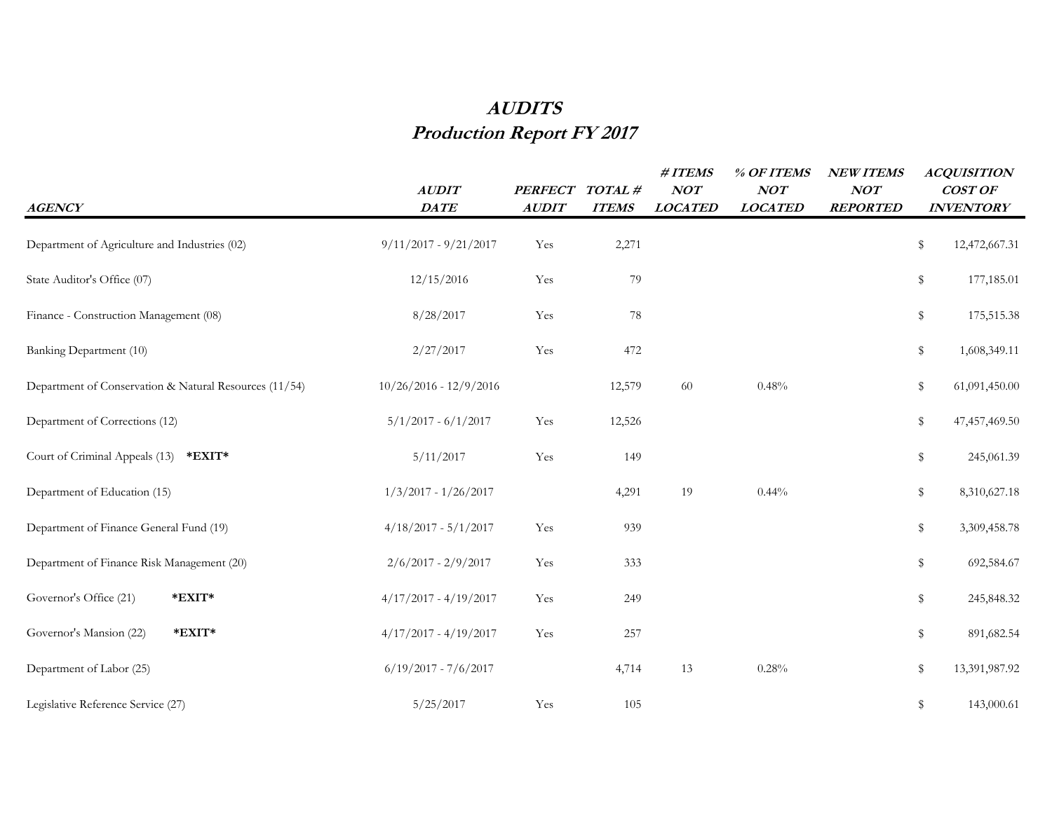# *AUDITS*

## *Production Report FY 2017*

| *AGENCY* | *AUDIT DATE* | *PERFECT AUDIT* | *TOTAL # ITEMS* | *# ITEMS NOT LOCATED* | *% OF ITEMS NOT LOCATED* | *NEW ITEMS NOT REPORTED* | *ACQUISITION COST OF INVENTORY* |
|---|---|---|---|---|---|---|---|
| Department of Agriculture and Industries (02) | 9/11/2017 - 9/21/2017 | Yes | 2,271 | | | | $ 12,472,667.31 |
| State Auditor's Office (07) | 12/15/2016 | Yes | 79 | | | | $ 177,185.01 |
| Finance - Construction Management (08) | 8/28/2017 | Yes | 78 | | | | $ 175,515.38 |
| Banking Department (10) | 2/27/2017 | Yes | 472 | | | | $ 1,608,349.11 |
| Department of Conservation & Natural Resources (11/54) | 10/26/2016 - 12/9/2016 | | 12,579 | 60 | 0.48% | | $ 61,091,450.00 |
| Department of Corrections (12) | 5/1/2017 - 6/1/2017 | Yes | 12,526 | | | | $ 47,457,469.50 |
| Court of Criminal Appeals (13) **\*EXIT\*** | 5/11/2017 | Yes | 149 | | | | $ 245,061.39 |
| Department of Education (15) | 1/3/2017 - 1/26/2017 | | 4,291 | 19 | 0.44% | | $ 8,310,627.18 |
| Department of Finance General Fund (19) | 4/18/2017 - 5/1/2017 | Yes | 939 | | | | $ 3,309,458.78 |
| Department of Finance Risk Management (20) | 2/6/2017 - 2/9/2017 | Yes | 333 | | | | $ 692,584.67 |
| Governor's Office (21) **\*EXIT\*** | 4/17/2017 - 4/19/2017 | Yes | 249 | | | | $ 245,848.32 |
| Governor's Mansion (22) **\*EXIT\*** | 4/17/2017 - 4/19/2017 | Yes | 257 | | | | $ 891,682.54 |
| Department of Labor (25) | 6/19/2017 - 7/6/2017 | | 4,714 | 13 | 0.28% | | $ 13,391,987.92 |
| Legislative Reference Service (27) | 5/25/2017 | Yes | 105 | | | | $ 143,000.61 |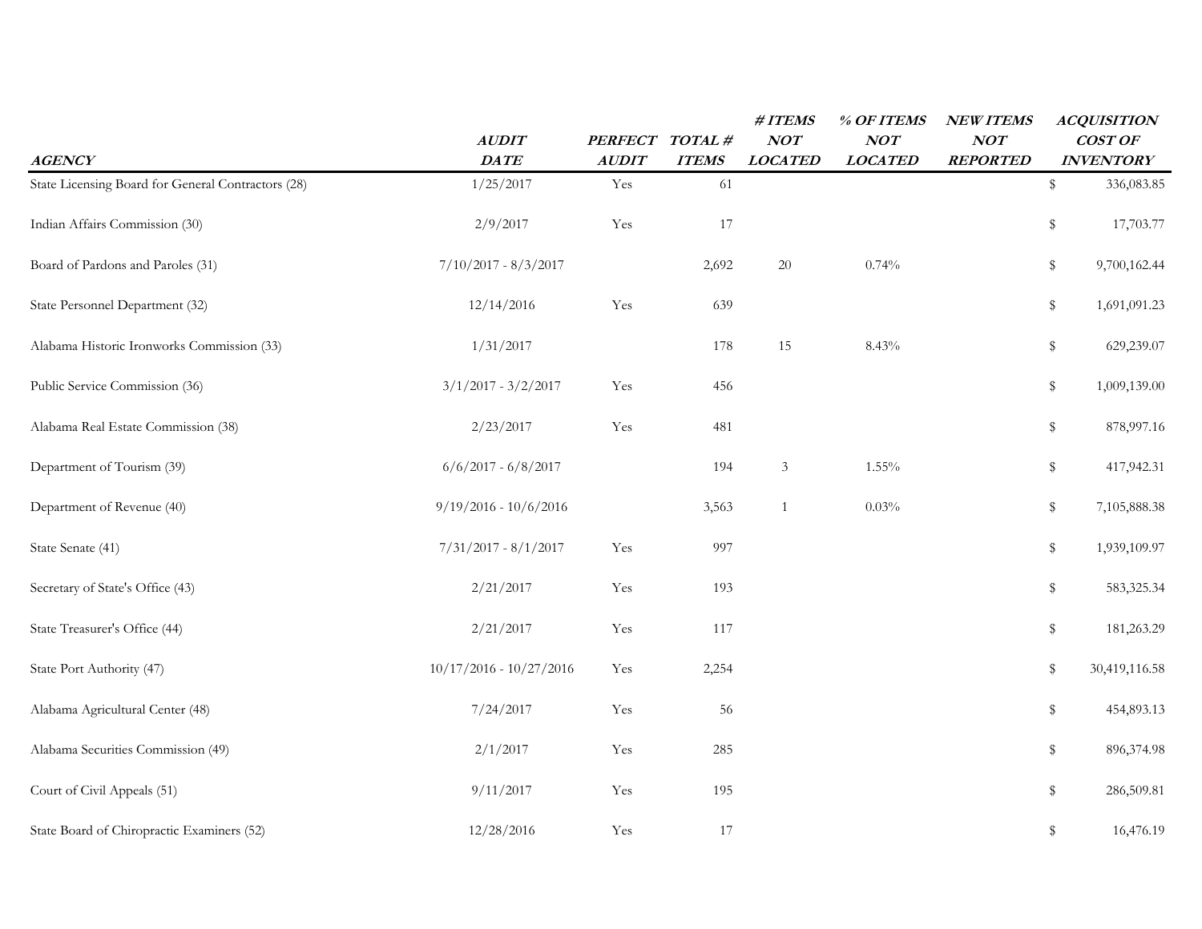| AGENCY | AUDIT DATE | PERFECT AUDIT | TOTAL # ITEMS | # ITEMS NOT LOCATED | % OF ITEMS NOT LOCATED | NEW ITEMS NOT REPORTED | ACQUISITION COST OF INVENTORY |
|---|---|---|---|---|---|---|---|
| State Licensing Board for General Contractors (28) | 1/25/2017 | Yes | 61 | | | | $ 336,083.85 |
| Indian Affairs Commission (30) | 2/9/2017 | Yes | 17 | | | | $ 17,703.77 |
| Board of Pardons and Paroles (31) | 7/10/2017 - 8/3/2017 | | 2,692 | 20 | 0.74% | | $ 9,700,162.44 |
| State Personnel Department (32) | 12/14/2016 | Yes | 639 | | | | $ 1,691,091.23 |
| Alabama Historic Ironworks Commission (33) | 1/31/2017 | | 178 | 15 | 8.43% | | $ 629,239.07 |
| Public Service Commission (36) | 3/1/2017 - 3/2/2017 | Yes | 456 | | | | $ 1,009,139.00 |
| Alabama Real Estate Commission (38) | 2/23/2017 | Yes | 481 | | | | $ 878,997.16 |
| Department of Tourism (39) | 6/6/2017 - 6/8/2017 | | 194 | 3 | 1.55% | | $ 417,942.31 |
| Department of Revenue (40) | 9/19/2016 - 10/6/2016 | | 3,563 | 1 | 0.03% | | $ 7,105,888.38 |
| State Senate (41) | 7/31/2017 - 8/1/2017 | Yes | 997 | | | | $ 1,939,109.97 |
| Secretary of State's Office (43) | 2/21/2017 | Yes | 193 | | | | $ 583,325.34 |
| State Treasurer's Office (44) | 2/21/2017 | Yes | 117 | | | | $ 181,263.29 |
| State Port Authority (47) | 10/17/2016 - 10/27/2016 | Yes | 2,254 | | | | $ 30,419,116.58 |
| Alabama Agricultural Center (48) | 7/24/2017 | Yes | 56 | | | | $ 454,893.13 |
| Alabama Securities Commission (49) | 2/1/2017 | Yes | 285 | | | | $ 896,374.98 |
| Court of Civil Appeals (51) | 9/11/2017 | Yes | 195 | | | | $ 286,509.81 |
| State Board of Chiropractic Examiners (52) | 12/28/2016 | Yes | 17 | | | | $ 16,476.19 |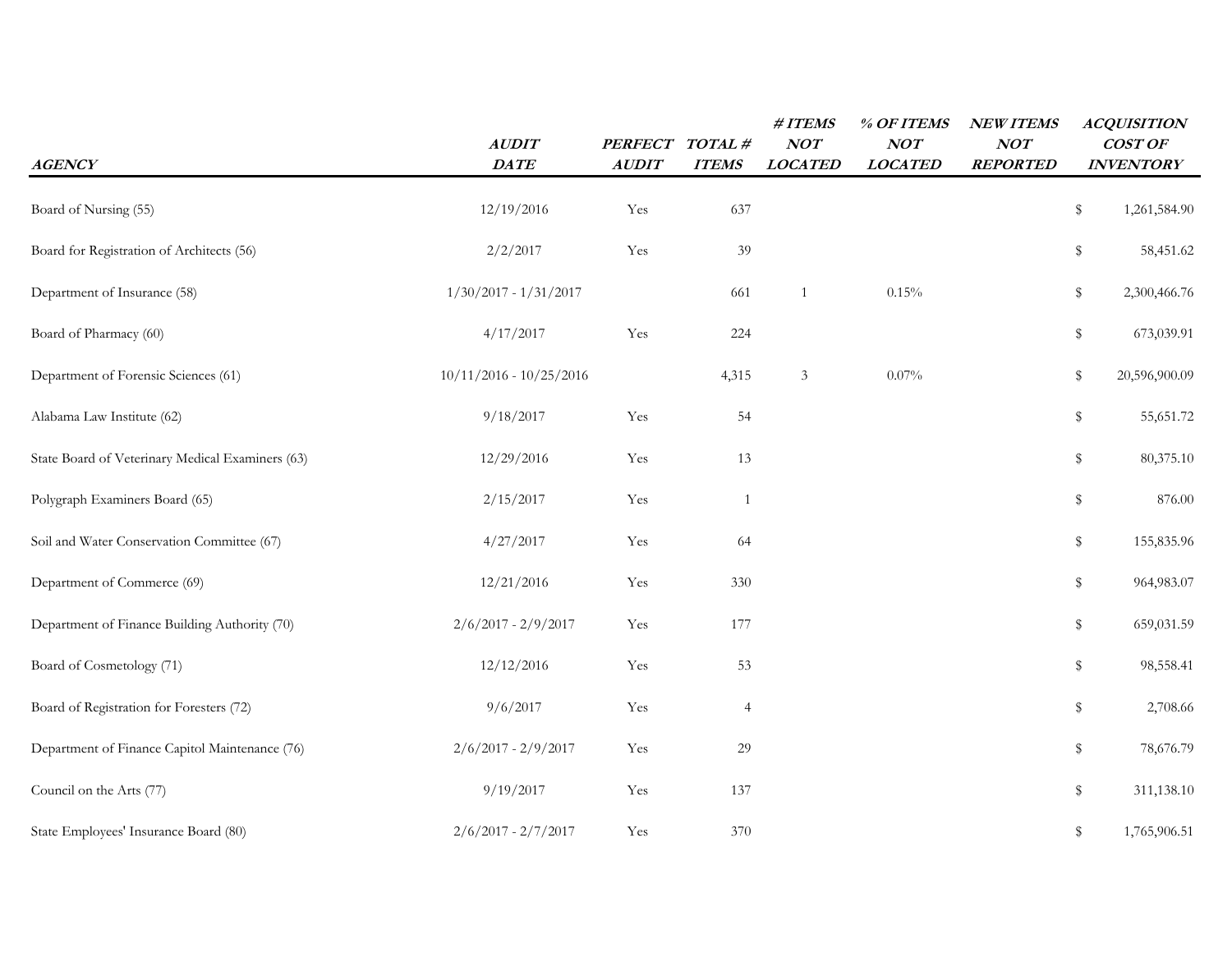| *AGENCY* | *AUDIT DATE* | *PERFECT AUDIT* | *TOTAL # ITEMS* | *# ITEMS NOT LOCATED* | *% OF ITEMS NOT LOCATED* | *NEW ITEMS NOT REPORTED* | *ACQUISITION COST OF INVENTORY* |
|---|---|---|---|---|---|---|---|
| Board of Nursing (55) | 12/19/2016 | Yes | 637 | | | | $ 1,261,584.90 |
| Board for Registration of Architects (56) | 2/2/2017 | Yes | 39 | | | | $ 58,451.62 |
| Department of Insurance (58) | 1/30/2017 - 1/31/2017 | | 661 | 1 | 0.15% | | $ 2,300,466.76 |
| Board of Pharmacy (60) | 4/17/2017 | Yes | 224 | | | | $ 673,039.91 |
| Department of Forensic Sciences (61) | 10/11/2016 - 10/25/2016 | | 4,315 | 3 | 0.07% | | $ 20,596,900.09 |
| Alabama Law Institute (62) | 9/18/2017 | Yes | 54 | | | | $ 55,651.72 |
| State Board of Veterinary Medical Examiners (63) | 12/29/2016 | Yes | 13 | | | | $ 80,375.10 |
| Polygraph Examiners Board (65) | 2/15/2017 | Yes | 1 | | | | $ 876.00 |
| Soil and Water Conservation Committee (67) | 4/27/2017 | Yes | 64 | | | | $ 155,835.96 |
| Department of Commerce (69) | 12/21/2016 | Yes | 330 | | | | $ 964,983.07 |
| Department of Finance Building Authority (70) | 2/6/2017 - 2/9/2017 | Yes | 177 | | | | $ 659,031.59 |
| Board of Cosmetology (71) | 12/12/2016 | Yes | 53 | | | | $ 98,558.41 |
| Board of Registration for Foresters (72) | 9/6/2017 | Yes | 4 | | | | $ 2,708.66 |
| Department of Finance Capitol Maintenance (76) | 2/6/2017 - 2/9/2017 | Yes | 29 | | | | $ 78,676.79 |
| Council on the Arts (77) | 9/19/2017 | Yes | 137 | | | | $ 311,138.10 |
| State Employees' Insurance Board (80) | 2/6/2017 - 2/7/2017 | Yes | 370 | | | | $ 1,765,906.51 |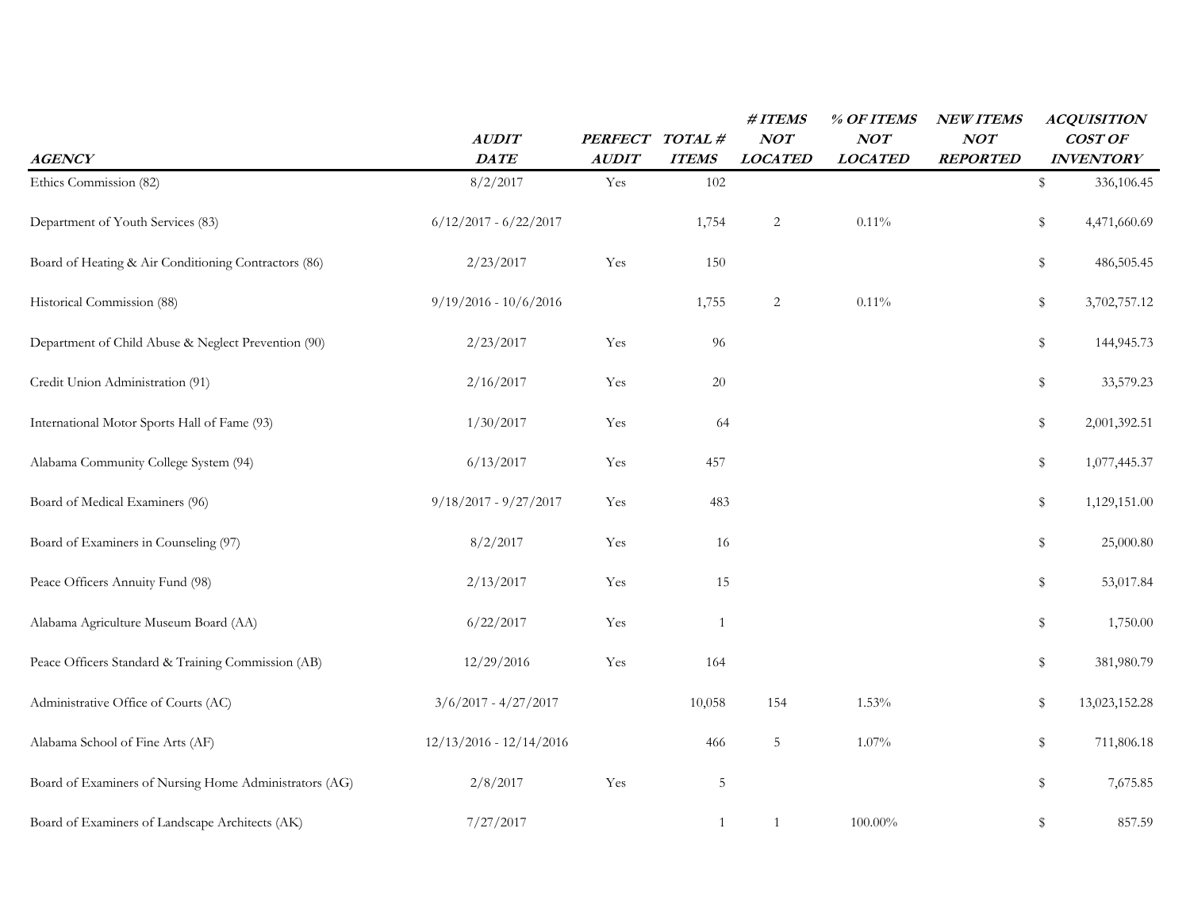| *AGENCY* | *AUDIT DATE* | *PERFECT AUDIT* | *TOTAL # ITEMS* | *# ITEMS NOT LOCATED* | *% OF ITEMS NOT LOCATED* | *NEW ITEMS NOT REPORTED* | *ACQUISITION COST OF INVENTORY* |
|---|---|---|---|---|---|---|---|
| Ethics Commission (82) | 8/2/2017 | Yes | 102 | | | | $ 336,106.45 |
| Department of Youth Services (83) | 6/12/2017 - 6/22/2017 | | 1,754 | 2 | 0.11% | | $ 4,471,660.69 |
| Board of Heating & Air Conditioning Contractors (86) | 2/23/2017 | Yes | 150 | | | | $ 486,505.45 |
| Historical Commission (88) | 9/19/2016 - 10/6/2016 | | 1,755 | 2 | 0.11% | | $ 3,702,757.12 |
| Department of Child Abuse & Neglect Prevention (90) | 2/23/2017 | Yes | 96 | | | | $ 144,945.73 |
| Credit Union Administration (91) | 2/16/2017 | Yes | 20 | | | | $ 33,579.23 |
| International Motor Sports Hall of Fame (93) | 1/30/2017 | Yes | 64 | | | | $ 2,001,392.51 |
| Alabama Community College System (94) | 6/13/2017 | Yes | 457 | | | | $ 1,077,445.37 |
| Board of Medical Examiners (96) | 9/18/2017 - 9/27/2017 | Yes | 483 | | | | $ 1,129,151.00 |
| Board of Examiners in Counseling (97) | 8/2/2017 | Yes | 16 | | | | $ 25,000.80 |
| Peace Officers Annuity Fund (98) | 2/13/2017 | Yes | 15 | | | | $ 53,017.84 |
| Alabama Agriculture Museum Board (AA) | 6/22/2017 | Yes | 1 | | | | $ 1,750.00 |
| Peace Officers Standard & Training Commission (AB) | 12/29/2016 | Yes | 164 | | | | $ 381,980.79 |
| Administrative Office of Courts (AC) | 3/6/2017 - 4/27/2017 | | 10,058 | 154 | 1.53% | | $ 13,023,152.28 |
| Alabama School of Fine Arts (AF) | 12/13/2016 - 12/14/2016 | | 466 | 5 | 1.07% | | $ 711,806.18 |
| Board of Examiners of Nursing Home Administrators (AG) | 2/8/2017 | Yes | 5 | | | | $ 7,675.85 |
| Board of Examiners of Landscape Architects (AK) | 7/27/2017 | | 1 | 1 | 100.00% | | $ 857.59 |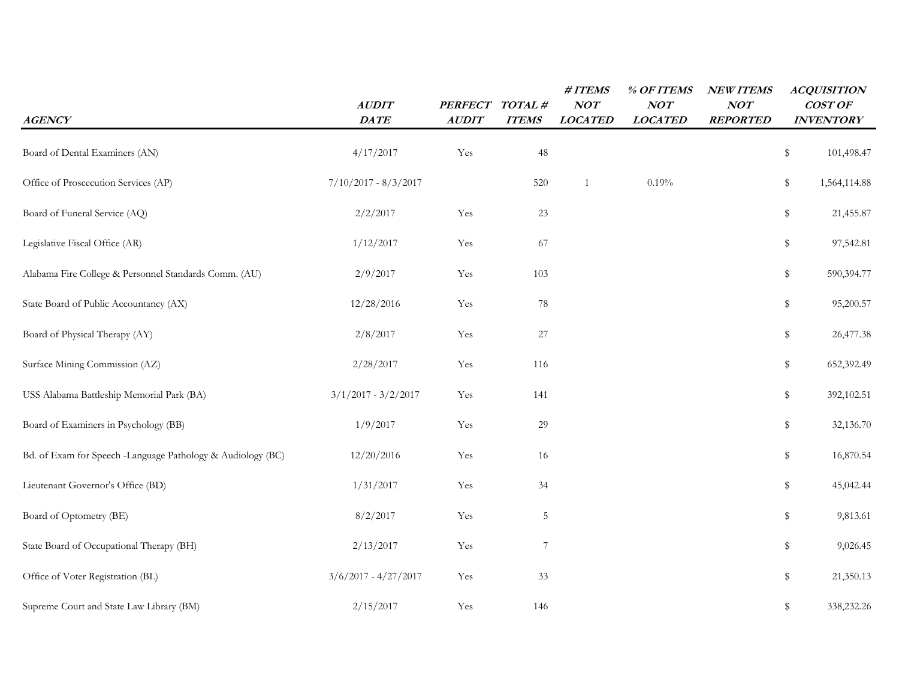| AGENCY | AUDIT DATE | PERFECT AUDIT | TOTAL # ITEMS | # ITEMS NOT LOCATED | % OF ITEMS NOT LOCATED | NEW ITEMS NOT REPORTED | ACQUISITION COST OF INVENTORY |
|---|---|---|---|---|---|---|---|
| Board of Dental Examiners (AN) | 4/17/2017 | Yes | 48 | | | | $ 101,498.47 |
| Office of Proscecution Services (AP) | 7/10/2017 - 8/3/2017 | | 520 | 1 | 0.19% | | $ 1,564,114.88 |
| Board of Funeral Service (AQ) | 2/2/2017 | Yes | 23 | | | | $ 21,455.87 |
| Legislative Fiscal Office (AR) | 1/12/2017 | Yes | 67 | | | | $ 97,542.81 |
| Alabama Fire College & Personnel Standards Comm. (AU) | 2/9/2017 | Yes | 103 | | | | $ 590,394.77 |
| State Board of Public Accountancy (AX) | 12/28/2016 | Yes | 78 | | | | $ 95,200.57 |
| Board of Physical Therapy (AY) | 2/8/2017 | Yes | 27 | | | | $ 26,477.38 |
| Surface Mining Commission (AZ) | 2/28/2017 | Yes | 116 | | | | $ 652,392.49 |
| USS Alabama Battleship Memorial Park (BA) | 3/1/2017 - 3/2/2017 | Yes | 141 | | | | $ 392,102.51 |
| Board of Examiners in Psychology (BB) | 1/9/2017 | Yes | 29 | | | | $ 32,136.70 |
| Bd. of Exam for Speech -Language Pathology & Audiology (BC) | 12/20/2016 | Yes | 16 | | | | $ 16,870.54 |
| Lieutenant Governor's Office (BD) | 1/31/2017 | Yes | 34 | | | | $ 45,042.44 |
| Board of Optometry (BE) | 8/2/2017 | Yes | 5 | | | | $ 9,813.61 |
| State Board of Occupational Therapy (BH) | 2/13/2017 | Yes | 7 | | | | $ 9,026.45 |
| Office of Voter Registration (BL) | 3/6/2017 - 4/27/2017 | Yes | 33 | | | | $ 21,350.13 |
| Supreme Court and State Law Library (BM) | 2/15/2017 | Yes | 146 | | | | $ 338,232.26 |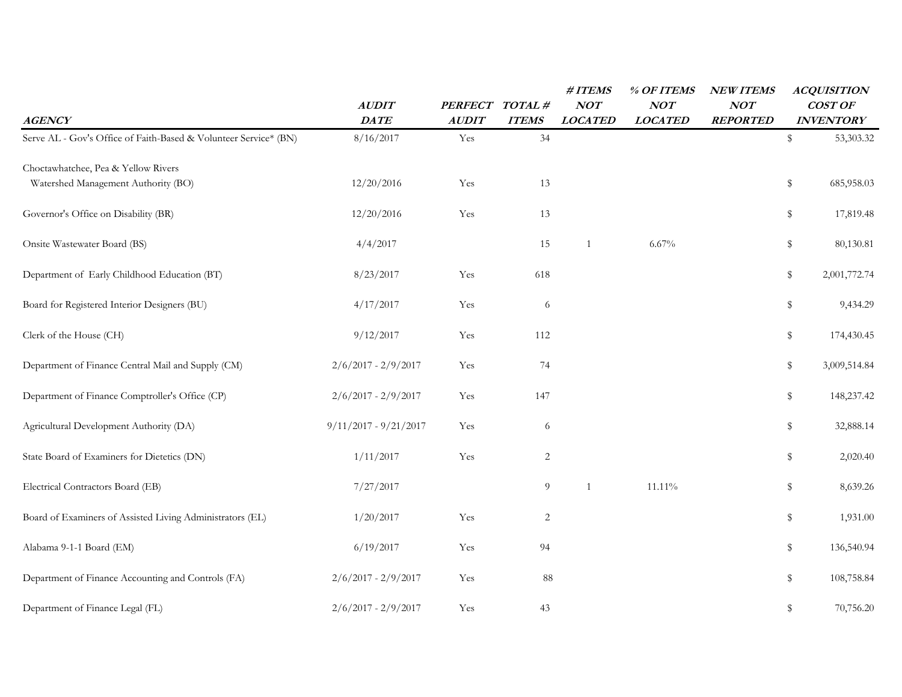| *AGENCY* | *AUDIT DATE* | *PERFECT AUDIT* | *TOTAL # ITEMS* | *# ITEMS NOT LOCATED* | *% OF ITEMS NOT LOCATED* | *NEW ITEMS NOT REPORTED* | *ACQUISITION COST OF INVENTORY* |
|---|---|---|---|---|---|---|---|
| Serve AL - Gov's Office of Faith-Based & Volunteer Service* (BN) | 8/16/2017 | Yes | 34 | | | | $ 53,303.32 |
| Choctawhatchee, Pea & Yellow Rivers Watershed Management Authority (BO) | 12/20/2016 | Yes | 13 | | | | $ 685,958.03 |
| Governor's Office on Disability (BR) | 12/20/2016 | Yes | 13 | | | | $ 17,819.48 |
| Onsite Wastewater Board (BS) | 4/4/2017 | | 15 | 1 | 6.67% | | $ 80,130.81 |
| Department of Early Childhood Education (BT) | 8/23/2017 | Yes | 618 | | | | $ 2,001,772.74 |
| Board for Registered Interior Designers (BU) | 4/17/2017 | Yes | 6 | | | | $ 9,434.29 |
| Clerk of the House (CH) | 9/12/2017 | Yes | 112 | | | | $ 174,430.45 |
| Department of Finance Central Mail and Supply (CM) | 2/6/2017 - 2/9/2017 | Yes | 74 | | | | $ 3,009,514.84 |
| Department of Finance Comptroller's Office (CP) | 2/6/2017 - 2/9/2017 | Yes | 147 | | | | $ 148,237.42 |
| Agricultural Development Authority (DA) | 9/11/2017 - 9/21/2017 | Yes | 6 | | | | $ 32,888.14 |
| State Board of Examiners for Dietetics (DN) | 1/11/2017 | Yes | 2 | | | | $ 2,020.40 |
| Electrical Contractors Board (EB) | 7/27/2017 | | 9 | 1 | 11.11% | | $ 8,639.26 |
| Board of Examiners of Assisted Living Administrators (EL) | 1/20/2017 | Yes | 2 | | | | $ 1,931.00 |
| Alabama 9-1-1 Board (EM) | 6/19/2017 | Yes | 94 | | | | $ 136,540.94 |
| Department of Finance Accounting and Controls (FA) | 2/6/2017 - 2/9/2017 | Yes | 88 | | | | $ 108,758.84 |
| Department of Finance Legal (FL) | 2/6/2017 - 2/9/2017 | Yes | 43 | | | | $ 70,756.20 |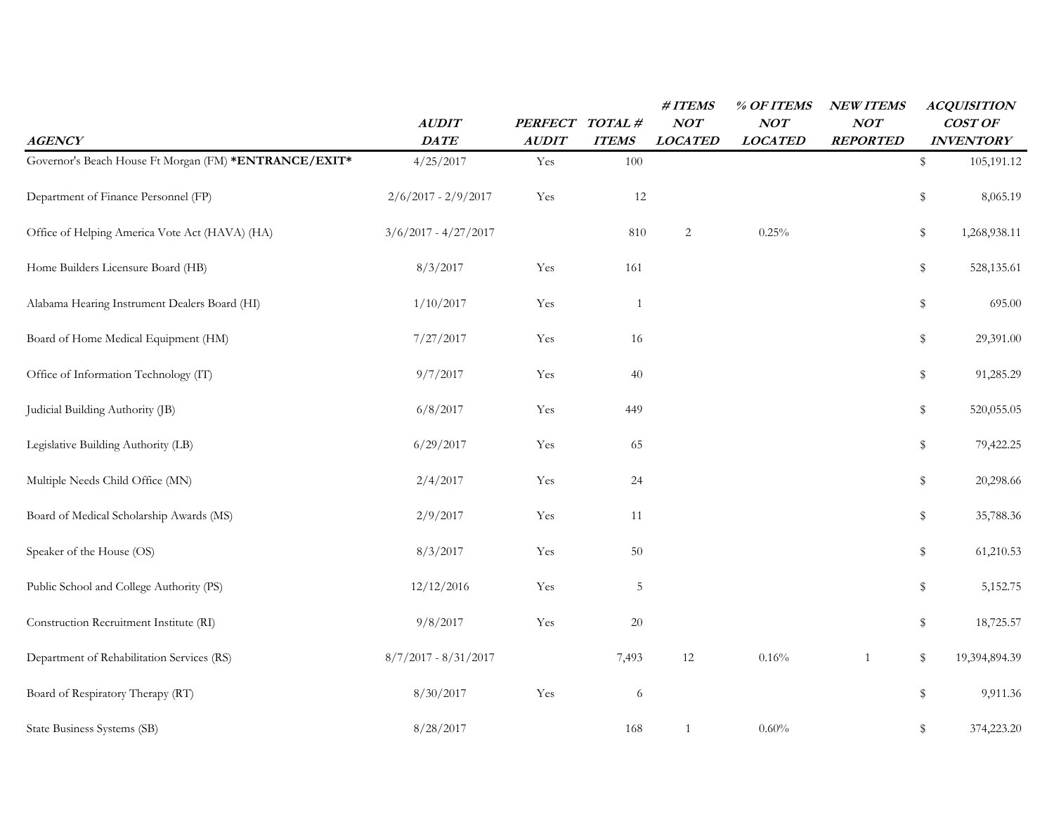| *AGENCY* | *AUDIT DATE* | *PERFECT AUDIT* | *TOTAL # ITEMS* | *# ITEMS NOT LOCATED* | *% OF ITEMS NOT LOCATED* | *NEW ITEMS NOT REPORTED* | *ACQUISITION COST OF INVENTORY* |
|---|---|---|---|---|---|---|---|
| Governor's Beach House Ft Morgan (FM) ***ENTRANCE/EXIT*** | 4/25/2017 | Yes | 100 | | | | $ 105,191.12 |
| Department of Finance Personnel (FP) | 2/6/2017 - 2/9/2017 | Yes | 12 | | | | $ 8,065.19 |
| Office of Helping America Vote Act (HAVA) (HA) | 3/6/2017 - 4/27/2017 | | 810 | 2 | 0.25% | | $ 1,268,938.11 |
| Home Builders Licensure Board (HB) | 8/3/2017 | Yes | 161 | | | | $ 528,135.61 |
| Alabama Hearing Instrument Dealers Board (HI) | 1/10/2017 | Yes | 1 | | | | $ 695.00 |
| Board of Home Medical Equipment (HM) | 7/27/2017 | Yes | 16 | | | | $ 29,391.00 |
| Office of Information Technology (IT) | 9/7/2017 | Yes | 40 | | | | $ 91,285.29 |
| Judicial Building Authority (JB) | 6/8/2017 | Yes | 449 | | | | $ 520,055.05 |
| Legislative Building Authority (LB) | 6/29/2017 | Yes | 65 | | | | $ 79,422.25 |
| Multiple Needs Child Office (MN) | 2/4/2017 | Yes | 24 | | | | $ 20,298.66 |
| Board of Medical Scholarship Awards (MS) | 2/9/2017 | Yes | 11 | | | | $ 35,788.36 |
| Speaker of the House (OS) | 8/3/2017 | Yes | 50 | | | | $ 61,210.53 |
| Public School and College Authority (PS) | 12/12/2016 | Yes | 5 | | | | $ 5,152.75 |
| Construction Recruitment Institute (RI) | 9/8/2017 | Yes | 20 | | | | $ 18,725.57 |
| Department of Rehabilitation Services (RS) | 8/7/2017 - 8/31/2017 | | 7,493 | 12 | 0.16% | 1 | $ 19,394,894.39 |
| Board of Respiratory Therapy (RT) | 8/30/2017 | Yes | 6 | | | | $ 9,911.36 |
| State Business Systems (SB) | 8/28/2017 | | 168 | 1 | 0.60% | | $ 374,223.20 |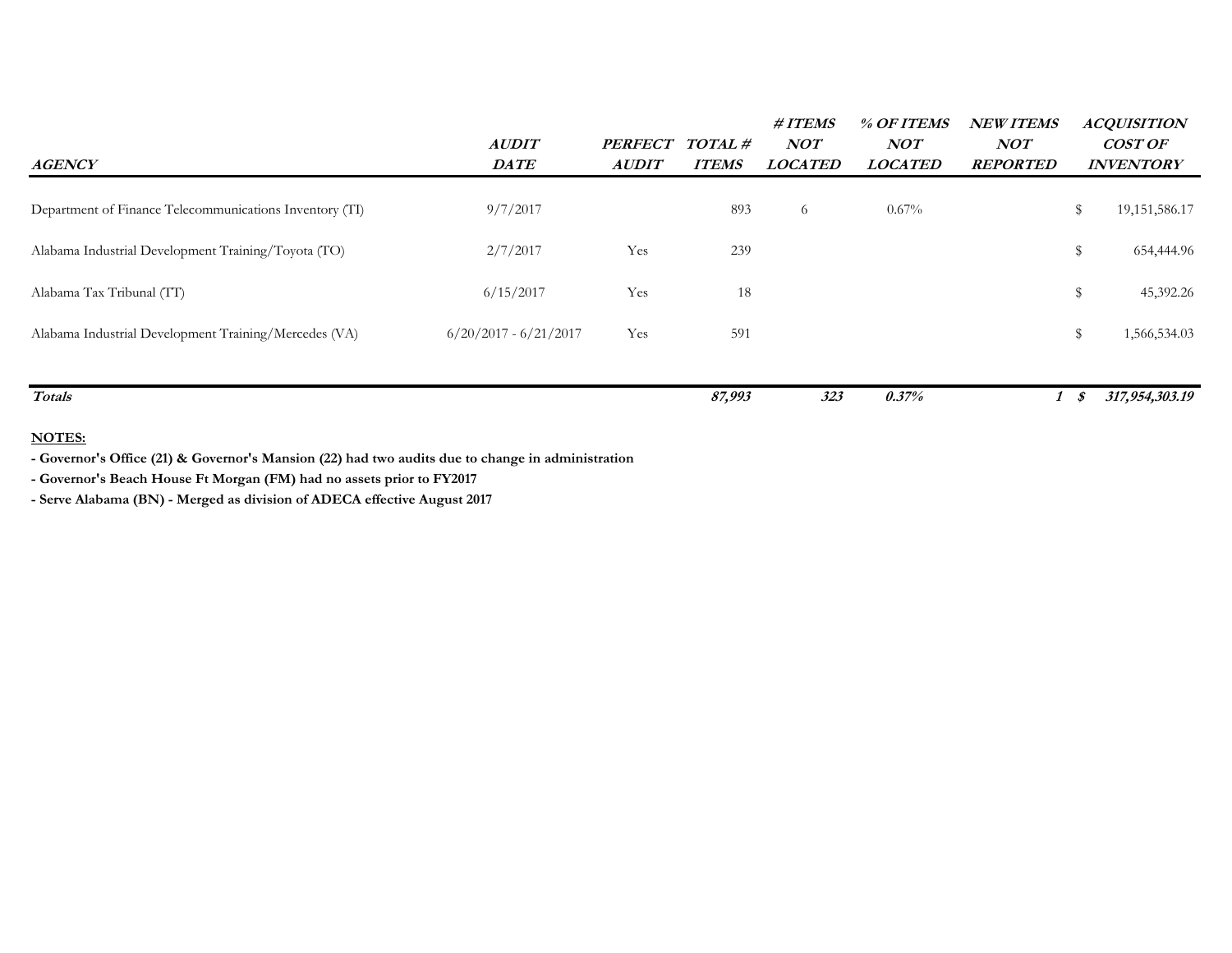| *AGENCY* | *AUDIT DATE* | *PERFECT AUDIT* | *TOTAL # ITEMS* | *# ITEMS NOT LOCATED* | *% OF ITEMS NOT LOCATED* | *NEW ITEMS NOT REPORTED* | *ACQUISITION COST OF INVENTORY* |
|---|---|---|---|---|---|---|---|
| Department of Finance Telecommunications Inventory (TI) | 9/7/2017 | | 893 | 6 | 0.67% | | $ 19,151,586.17 |
| Alabama Industrial Development Training/Toyota (TO) | 2/7/2017 | Yes | 239 | | | | $ 654,444.96 |
| Alabama Tax Tribunal (TT) | 6/15/2017 | Yes | 18 | | | | $ 45,392.26 |
| Alabama Industrial Development Training/Mercedes (VA) | 6/20/2017 - 6/21/2017 | Yes | 591 | | | | $ 1,566,534.03 |
| ***Totals*** | | | ***87,993*** | ***323*** | ***0.37%*** | ***1*** | ***$ 317,954,303.19*** |

**NOTES:**

**- Governor's Office (21) & Governor's Mansion (22) had two audits due to change in administration**

**- Governor's Beach House Ft Morgan (FM) had no assets prior to FY2017**

**- Serve Alabama (BN) - Merged as division of ADECA effective August 2017**